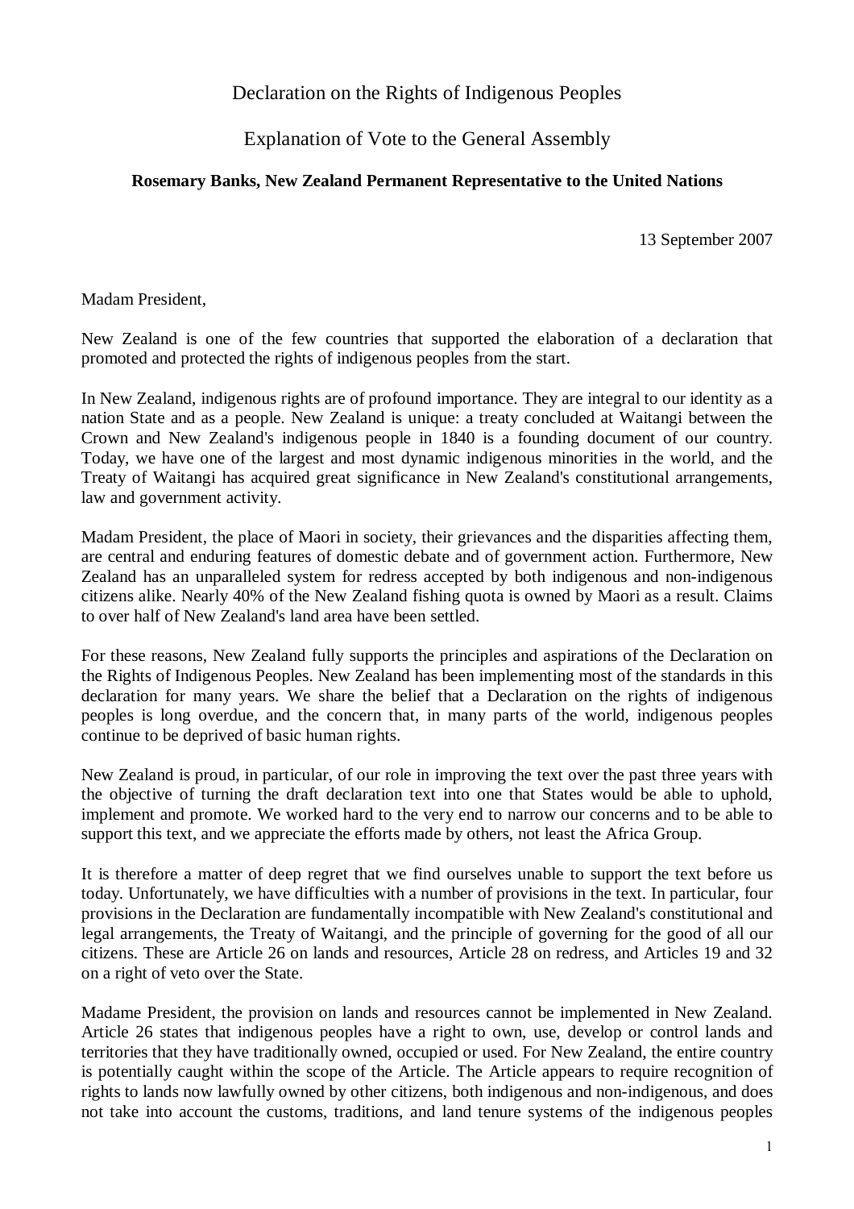# Declaration on the Rights of Indigenous Peoples

## Explanation of Vote to the General Assembly

**Rosemary Banks, New Zealand Permanent Representative to the United Nations**

13 September 2007

Madam President,

New Zealand is one of the few countries that supported the elaboration of a declaration that promoted and protected the rights of indigenous peoples from the start.

In New Zealand, indigenous rights are of profound importance. They are integral to our identity as a nation State and as a people. New Zealand is unique: a treaty concluded at Waitangi between the Crown and New Zealand's indigenous people in 1840 is a founding document of our country. Today, we have one of the largest and most dynamic indigenous minorities in the world, and the Treaty of Waitangi has acquired great significance in New Zealand's constitutional arrangements, law and government activity.

Madam President, the place of Maori in society, their grievances and the disparities affecting them, are central and enduring features of domestic debate and of government action. Furthermore, New Zealand has an unparalleled system for redress accepted by both indigenous and non-indigenous citizens alike. Nearly 40% of the New Zealand fishing quota is owned by Maori as a result. Claims to over half of New Zealand's land area have been settled.

For these reasons, New Zealand fully supports the principles and aspirations of the Declaration on the Rights of Indigenous Peoples. New Zealand has been implementing most of the standards in this declaration for many years. We share the belief that a Declaration on the rights of indigenous peoples is long overdue, and the concern that, in many parts of the world, indigenous peoples continue to be deprived of basic human rights.

New Zealand is proud, in particular, of our role in improving the text over the past three years with the objective of turning the draft declaration text into one that States would be able to uphold, implement and promote. We worked hard to the very end to narrow our concerns and to be able to support this text, and we appreciate the efforts made by others, not least the Africa Group.

It is therefore a matter of deep regret that we find ourselves unable to support the text before us today. Unfortunately, we have difficulties with a number of provisions in the text. In particular, four provisions in the Declaration are fundamentally incompatible with New Zealand's constitutional and legal arrangements, the Treaty of Waitangi, and the principle of governing for the good of all our citizens. These are Article 26 on lands and resources, Article 28 on redress, and Articles 19 and 32 on a right of veto over the State.

Madame President, the provision on lands and resources cannot be implemented in New Zealand. Article 26 states that indigenous peoples have a right to own, use, develop or control lands and territories that they have traditionally owned, occupied or used. For New Zealand, the entire country is potentially caught within the scope of the Article. The Article appears to require recognition of rights to lands now lawfully owned by other citizens, both indigenous and non-indigenous, and does not take into account the customs, traditions, and land tenure systems of the indigenous peoples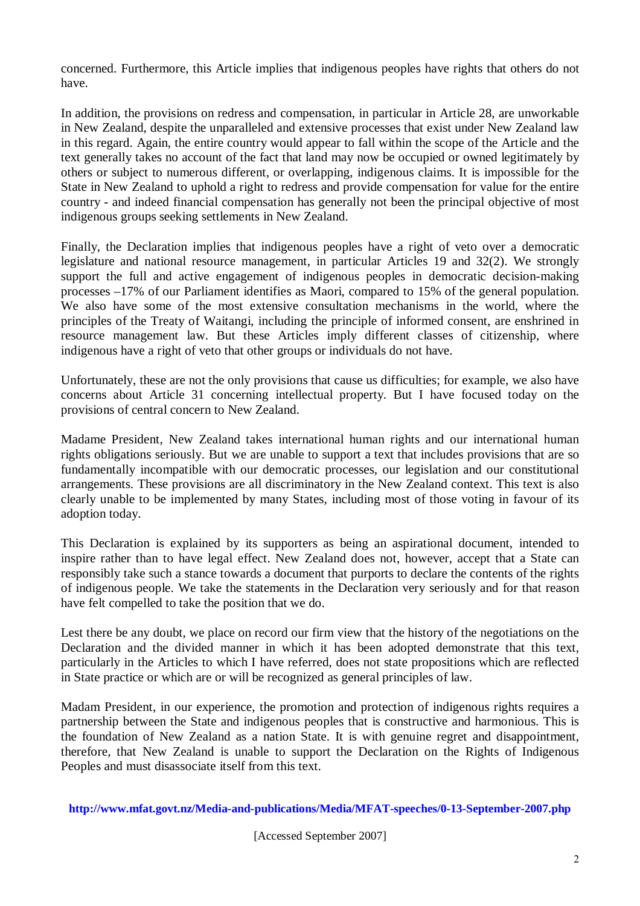concerned. Furthermore, this Article implies that indigenous peoples have rights that others do not have.

In addition, the provisions on redress and compensation, in particular in Article 28, are unworkable in New Zealand, despite the unparalleled and extensive processes that exist under New Zealand law in this regard. Again, the entire country would appear to fall within the scope of the Article and the text generally takes no account of the fact that land may now be occupied or owned legitimately by others or subject to numerous different, or overlapping, indigenous claims. It is impossible for the State in New Zealand to uphold a right to redress and provide compensation for value for the entire country - and indeed financial compensation has generally not been the principal objective of most indigenous groups seeking settlements in New Zealand.

Finally, the Declaration implies that indigenous peoples have a right of veto over a democratic legislature and national resource management, in particular Articles 19 and 32(2). We strongly support the full and active engagement of indigenous peoples in democratic decision-making processes –17% of our Parliament identifies as Maori, compared to 15% of the general population. We also have some of the most extensive consultation mechanisms in the world, where the principles of the Treaty of Waitangi, including the principle of informed consent, are enshrined in resource management law. But these Articles imply different classes of citizenship, where indigenous have a right of veto that other groups or individuals do not have.

Unfortunately, these are not the only provisions that cause us difficulties; for example, we also have concerns about Article 31 concerning intellectual property. But I have focused today on the provisions of central concern to New Zealand.

Madame President, New Zealand takes international human rights and our international human rights obligations seriously. But we are unable to support a text that includes provisions that are so fundamentally incompatible with our democratic processes, our legislation and our constitutional arrangements. These provisions are all discriminatory in the New Zealand context. This text is also clearly unable to be implemented by many States, including most of those voting in favour of its adoption today.

This Declaration is explained by its supporters as being an aspirational document, intended to inspire rather than to have legal effect. New Zealand does not, however, accept that a State can responsibly take such a stance towards a document that purports to declare the contents of the rights of indigenous people. We take the statements in the Declaration very seriously and for that reason have felt compelled to take the position that we do.

Lest there be any doubt, we place on record our firm view that the history of the negotiations on the Declaration and the divided manner in which it has been adopted demonstrate that this text, particularly in the Articles to which I have referred, does not state propositions which are reflected in State practice or which are or will be recognized as general principles of law.

Madam President, in our experience, the promotion and protection of indigenous rights requires a partnership between the State and indigenous peoples that is constructive and harmonious. This is the foundation of New Zealand as a nation State. It is with genuine regret and disappointment, therefore, that New Zealand is unable to support the Declaration on the Rights of Indigenous Peoples and must disassociate itself from this text.

**http://www.mfat.govt.nz/Media-and-publications/Media/MFAT-speeches/0-13-September-2007.php**

[Accessed September 2007]